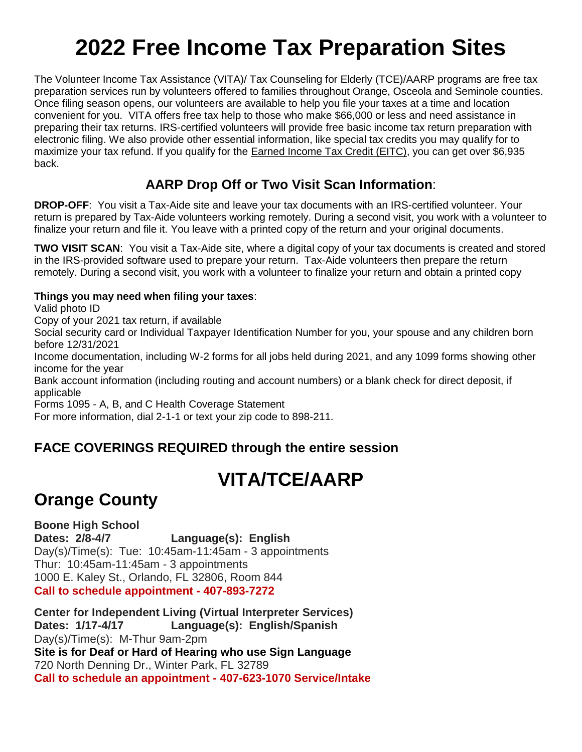# 2022 Free Income Tax Preparation Sites

The Volunteer Income Tax Assistance (VITA)/ Tax Counseling for Elderly (TCE)/AARP programs are free tax preparation services run by volunteers offered to families throughout Orange, Osceola and Seminole counties. Once filing season opens, our volunteers are available to help you file your taxes at a time and location convenient for you. VITA offers free tax help to those who make $66,000 or less and need assistance in preparing their tax returns. IRS-certified volunteers will provide free basic income tax return preparation with electronic filing. We also provide other essential information, like special tax credits you may qualify for to maximize your tax refund. If you qualify for the Earned Income Tax Credit (EITC), you can get over $6,935 back.

### AARP Drop Off or Two Visit Scan Information:

**DROP-OFF**: You visit a Tax-Aide site and leave your tax documents with an IRS-certified volunteer. Your return is prepared by Tax-Aide volunteers working remotely. During a second visit, you work with a volunteer to finalize your return and file it. You leave with a printed copy of the return and your original documents.

**TWO VISIT SCAN**: You visit a Tax-Aide site, where a digital copy of your tax documents is created and stored in the IRS-provided software used to prepare your return. Tax-Aide volunteers then prepare the return remotely. During a second visit, you work with a volunteer to finalize your return and obtain a printed copy

**Things you may need when filing your taxes**:

Valid photo ID
Copy of your 2021 tax return, if available
Social security card or Individual Taxpayer Identification Number for you, your spouse and any children born before 12/31/2021
Income documentation, including W-2 forms for all jobs held during 2021, and any 1099 forms showing other income for the year
Bank account information (including routing and account numbers) or a blank check for direct deposit, if applicable
Forms 1095 - A, B, and C Health Coverage Statement
For more information, dial 2-1-1 or text your zip code to 898-211.

### FACE COVERINGS REQUIRED through the entire session

# VITA/TCE/AARP

## Orange County

**Boone High School**
**Dates: 2/8-4/7 Language(s): English**
Day(s)/Time(s): Tue: 10:45am-11:45am - 3 appointments
Thur: 10:45am-11:45am - 3 appointments
1000 E. Kaley St., Orlando, FL 32806, Room 844
**Call to schedule appointment - 407-893-7272**

**Center for Independent Living (Virtual Interpreter Services)**
**Dates: 1/17-4/17 Language(s): English/Spanish**
Day(s)/Time(s): M-Thur 9am-2pm
**Site is for Deaf or Hard of Hearing who use Sign Language**
720 North Denning Dr., Winter Park, FL 32789
**Call to schedule an appointment - 407-623-1070 Service/Intake**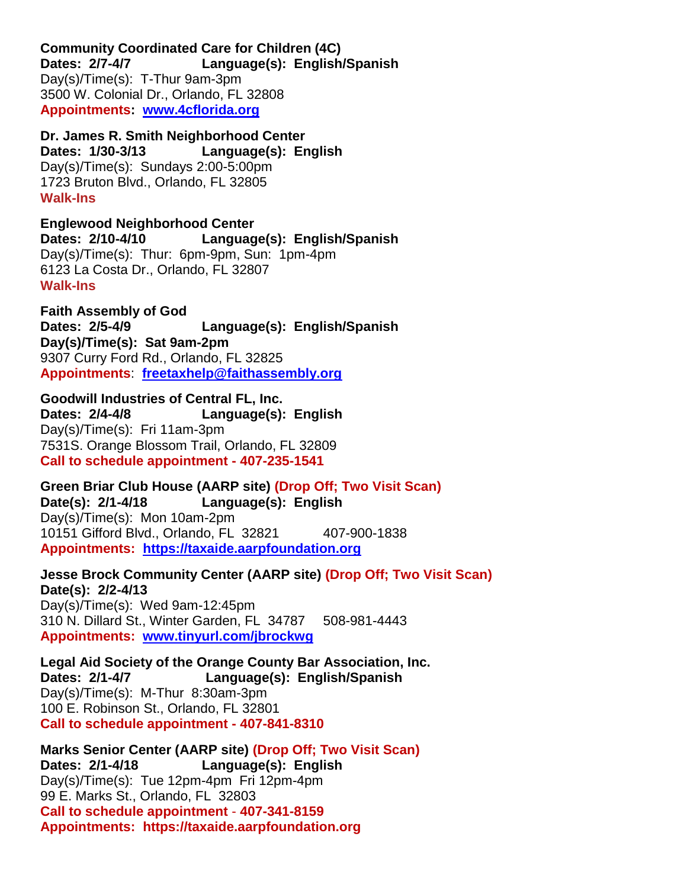**Community Coordinated Care for Children (4C)**
**Dates: 2/7-4/7 Language(s): English/Spanish**
Day(s)/Time(s): T-Thur 9am-3pm
3500 W. Colonial Dr., Orlando, FL 32808
**Appointments: www.4cflorida.org**

**Dr. James R. Smith Neighborhood Center**
**Dates: 1/30-3/13 Language(s): English**
Day(s)/Time(s): Sundays 2:00-5:00pm
1723 Bruton Blvd., Orlando, FL 32805
**Walk-Ins**

**Englewood Neighborhood Center**
**Dates: 2/10-4/10 Language(s): English/Spanish**
Day(s)/Time(s): Thur: 6pm-9pm, Sun: 1pm-4pm
6123 La Costa Dr., Orlando, FL 32807
**Walk-Ins**

**Faith Assembly of God**
**Dates: 2/5-4/9 Language(s): English/Spanish**
**Day(s)/Time(s): Sat 9am-2pm**
9307 Curry Ford Rd., Orlando, FL 32825
**Appointments**: **freetaxhelp@faithassembly.org**

**Goodwill Industries of Central FL, Inc.**
**Dates: 2/4-4/8 Language(s): English**
Day(s)/Time(s): Fri 11am-3pm
7531S. Orange Blossom Trail, Orlando, FL 32809
**Call to schedule appointment - 407-235-1541**

**Green Briar Club House (AARP site) (Drop Off; Two Visit Scan)**
**Date(s): 2/1-4/18 Language(s): English**
Day(s)/Time(s): Mon 10am-2pm
10151 Gifford Blvd., Orlando, FL 32821 407-900-1838
**Appointments: https://taxaide.aarpfoundation.org**

**Jesse Brock Community Center (AARP site) (Drop Off; Two Visit Scan)**
**Date(s): 2/2-4/13**
Day(s)/Time(s): Wed 9am-12:45pm
310 N. Dillard St., Winter Garden, FL 34787 508-981-4443
**Appointments: www.tinyurl.com/jbrockwg**

**Legal Aid Society of the Orange County Bar Association, Inc.**
**Dates: 2/1-4/7 Language(s): English/Spanish**
Day(s)/Time(s): M-Thur 8:30am-3pm
100 E. Robinson St., Orlando, FL 32801
**Call to schedule appointment - 407-841-8310**

**Marks Senior Center (AARP site) (Drop Off; Two Visit Scan)**
**Dates: 2/1-4/18 Language(s): English**
Day(s)/Time(s): Tue 12pm-4pm Fri 12pm-4pm
99 E. Marks St., Orlando, FL 32803
**Call to schedule appointment - 407-341-8159**
**Appointments: https://taxaide.aarpfoundation.org**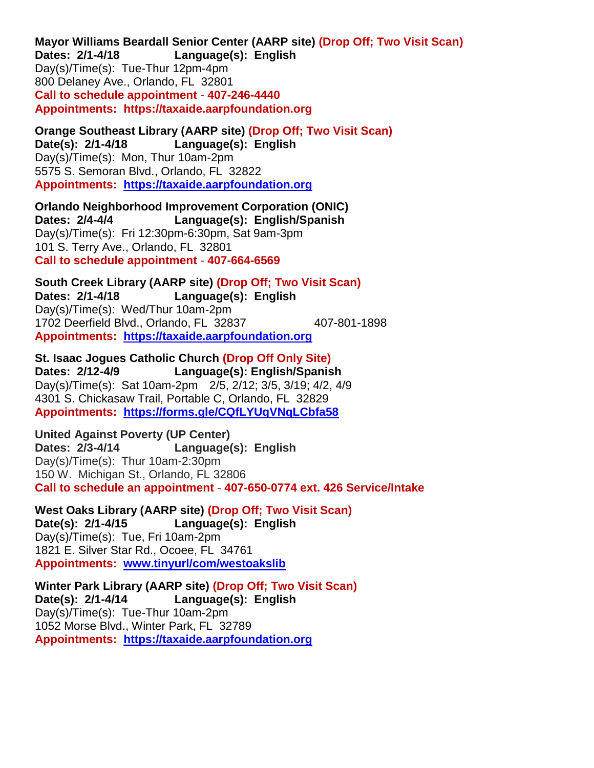**Mayor Williams Beardall Senior Center (AARP site) (Drop Off; Two Visit Scan)**
**Dates: 2/1-4/18 Language(s): English**
Day(s)/Time(s): Tue-Thur 12pm-4pm
800 Delaney Ave., Orlando, FL 32801
**Call to schedule appointment - 407-246-4440**
**Appointments: https://taxaide.aarpfoundation.org**

**Orange Southeast Library (AARP site) (Drop Off; Two Visit Scan)**
**Date(s): 2/1-4/18 Language(s): English**
Day(s)/Time(s): Mon, Thur 10am-2pm
5575 S. Semoran Blvd., Orlando, FL 32822
**Appointments: https://taxaide.aarpfoundation.org**

**Orlando Neighborhood Improvement Corporation (ONIC)**
**Dates: 2/4-4/4 Language(s): English/Spanish**
Day(s)/Time(s): Fri 12:30pm-6:30pm, Sat 9am-3pm
101 S. Terry Ave., Orlando, FL 32801
**Call to schedule appointment - 407-664-6569**

**South Creek Library (AARP site) (Drop Off; Two Visit Scan)**
**Dates: 2/1-4/18 Language(s): English**
Day(s)/Time(s): Wed/Thur 10am-2pm
1702 Deerfield Blvd., Orlando, FL 32837 407-801-1898
**Appointments: https://taxaide.aarpfoundation.org**

**St. Isaac Jogues Catholic Church (Drop Off Only Site)**
**Dates: 2/12-4/9 Language(s): English/Spanish**
Day(s)/Time(s): Sat 10am-2pm 2/5, 2/12; 3/5, 3/19; 4/2, 4/9
4301 S. Chickasaw Trail, Portable C, Orlando, FL 32829
**Appointments: https://forms.gle/CQfLYUqVNqLCbfa58**

**United Against Poverty (UP Center)**
**Dates: 2/3-4/14 Language(s): English**
Day(s)/Time(s): Thur 10am-2:30pm
150 W. Michigan St., Orlando, FL 32806
**Call to schedule an appointment - 407-650-0774 ext. 426 Service/Intake**

**West Oaks Library (AARP site) (Drop Off; Two Visit Scan)**
**Date(s): 2/1-4/15 Language(s): English**
Day(s)/Time(s): Tue, Fri 10am-2pm
1821 E. Silver Star Rd., Ocoee, FL 34761
**Appointments: www.tinyurl/com/westoakslib**

**Winter Park Library (AARP site) (Drop Off; Two Visit Scan)**
**Date(s): 2/1-4/14 Language(s): English**
Day(s)/Time(s): Tue-Thur 10am-2pm
1052 Morse Blvd., Winter Park, FL 32789
**Appointments: https://taxaide.aarpfoundation.org**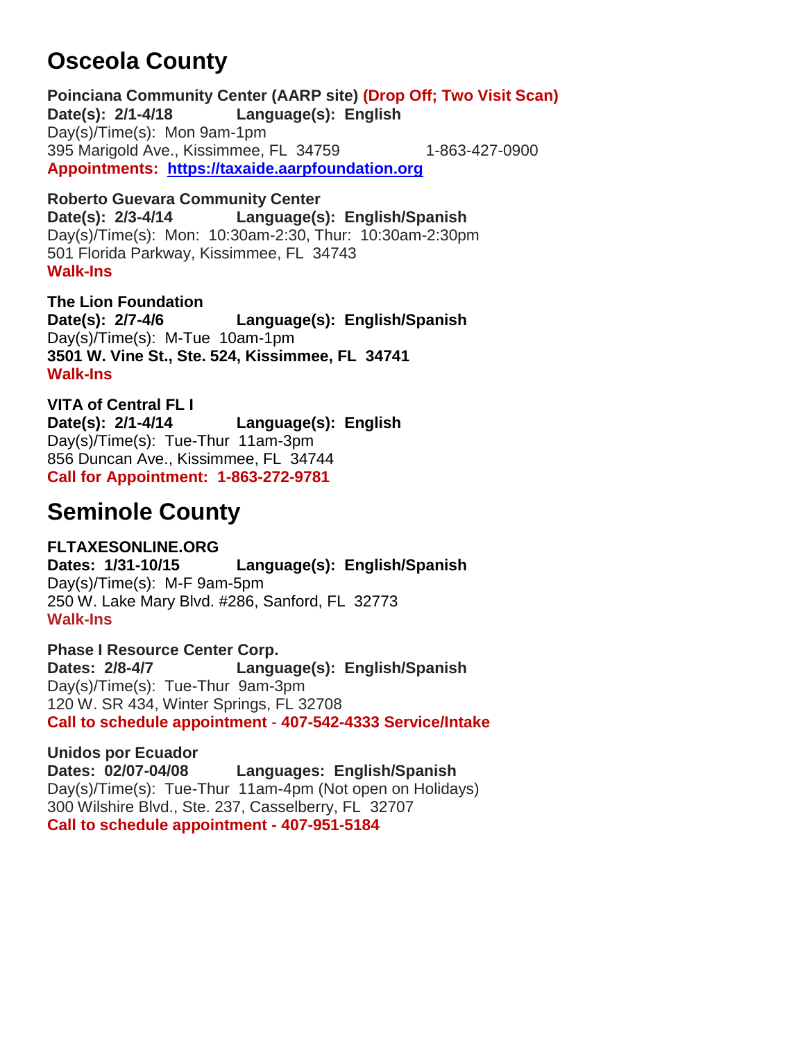## Osceola County

**Poinciana Community Center (AARP site) (Drop Off; Two Visit Scan)**
**Date(s): 2/1-4/18 Language(s): English**
Day(s)/Time(s): Mon 9am-1pm
395 Marigold Ave., Kissimmee, FL 34759 1-863-427-0900
**Appointments: https://taxaide.aarpfoundation.org**

**Roberto Guevara Community Center**
**Date(s): 2/3-4/14 Language(s): English/Spanish**
Day(s)/Time(s): Mon: 10:30am-2:30, Thur: 10:30am-2:30pm
501 Florida Parkway, Kissimmee, FL 34743
**Walk-Ins**

**The Lion Foundation**
**Date(s): 2/7-4/6 Language(s): English/Spanish**
Day(s)/Time(s): M-Tue 10am-1pm
**3501 W. Vine St., Ste. 524, Kissimmee, FL 34741**
**Walk-Ins**

**VITA of Central FL I**
**Date(s): 2/1-4/14 Language(s): English**
Day(s)/Time(s): Tue-Thur 11am-3pm
856 Duncan Ave., Kissimmee, FL 34744
**Call for Appointment: 1-863-272-9781**

## Seminole County

**FLTAXESONLINE.ORG**
**Dates: 1/31-10/15 Language(s): English/Spanish**
Day(s)/Time(s): M-F 9am-5pm
250 W. Lake Mary Blvd. #286, Sanford, FL 32773
**Walk-Ins**

**Phase I Resource Center Corp.**
**Dates: 2/8-4/7 Language(s): English/Spanish**
Day(s)/Time(s): Tue-Thur 9am-3pm
120 W. SR 434, Winter Springs, FL 32708
**Call to schedule appointment - 407-542-4333 Service/Intake**

**Unidos por Ecuador**
**Dates: 02/07-04/08 Languages: English/Spanish**
Day(s)/Time(s): Tue-Thur 11am-4pm (Not open on Holidays)
300 Wilshire Blvd., Ste. 237, Casselberry, FL 32707
**Call to schedule appointment - 407-951-5184**